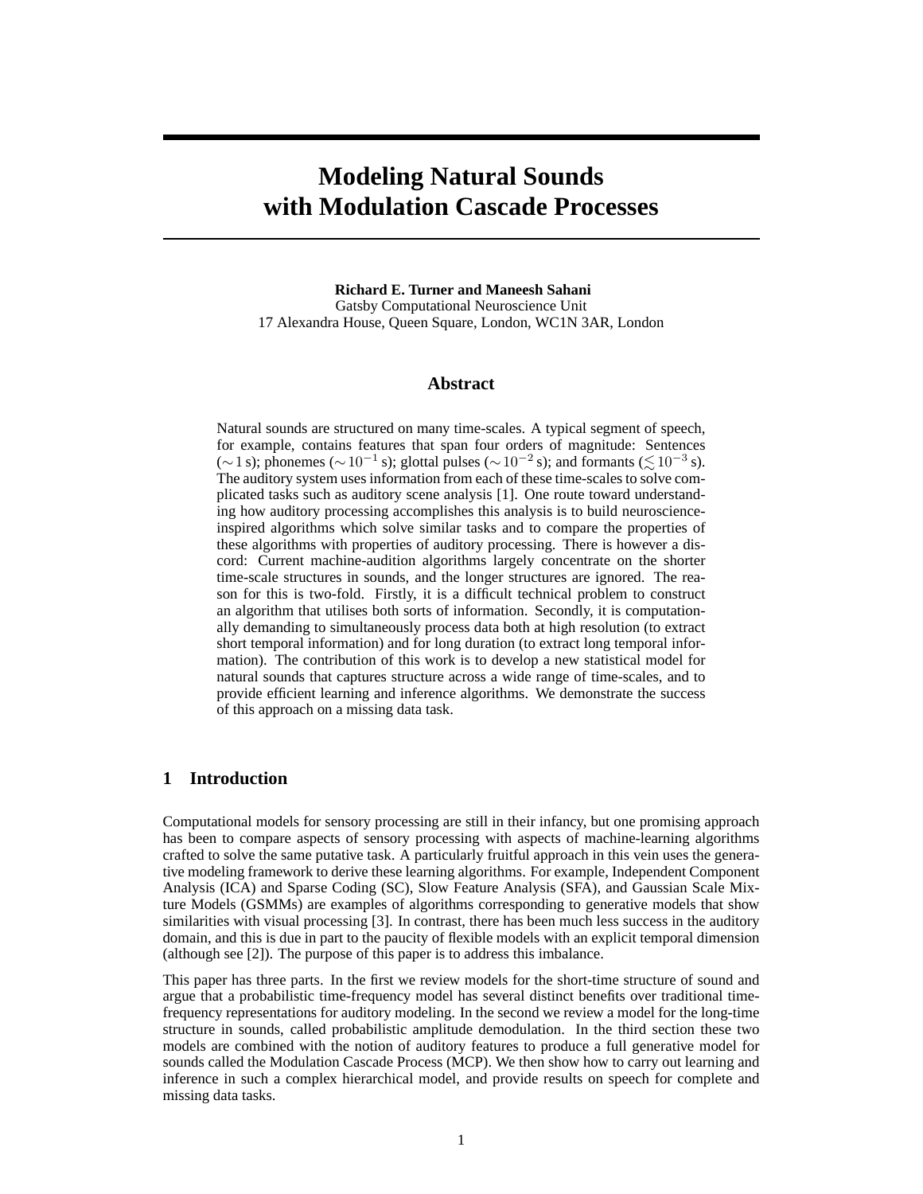# Modeling Natural Sounds with Modulation Cascade Processes

**Richard E. Turner and Maneesh Sahani**
Gatsby Computational Neuroscience Unit
17 Alexandra House, Queen Square, London, WC1N 3AR, London

## Abstract

Natural sounds are structured on many time-scales. A typical segment of speech, for example, contains features that span four orders of magnitude: Sentences ($\sim 1$ s); phonemes ($\sim 10^{-1}$ s); glottal pulses ($\sim 10^{-2}$ s); and formants ($\lesssim 10^{-3}$ s). The auditory system uses information from each of these time-scales to solve complicated tasks such as auditory scene analysis [1]. One route toward understanding how auditory processing accomplishes this analysis is to build neuroscience-inspired algorithms which solve similar tasks and to compare the properties of these algorithms with properties of auditory processing. There is however a discord: Current machine-audition algorithms largely concentrate on the shorter time-scale structures in sounds, and the longer structures are ignored. The reason for this is two-fold. Firstly, it is a difficult technical problem to construct an algorithm that utilises both sorts of information. Secondly, it is computationally demanding to simultaneously process data both at high resolution (to extract short temporal information) and for long duration (to extract long temporal information). The contribution of this work is to develop a new statistical model for natural sounds that captures structure across a wide range of time-scales, and to provide efficient learning and inference algorithms. We demonstrate the success of this approach on a missing data task.

## 1 Introduction

Computational models for sensory processing are still in their infancy, but one promising approach has been to compare aspects of sensory processing with aspects of machine-learning algorithms crafted to solve the same putative task. A particularly fruitful approach in this vein uses the generative modeling framework to derive these learning algorithms. For example, Independent Component Analysis (ICA) and Sparse Coding (SC), Slow Feature Analysis (SFA), and Gaussian Scale Mixture Models (GSMMs) are examples of algorithms corresponding to generative models that show similarities with visual processing [3]. In contrast, there has been much less success in the auditory domain, and this is due in part to the paucity of flexible models with an explicit temporal dimension (although see [2]). The purpose of this paper is to address this imbalance.

This paper has three parts. In the first we review models for the short-time structure of sound and argue that a probabilistic time-frequency model has several distinct benefits over traditional time-frequency representations for auditory modeling. In the second we review a model for the long-time structure in sounds, called probabilistic amplitude demodulation. In the third section these two models are combined with the notion of auditory features to produce a full generative model for sounds called the Modulation Cascade Process (MCP). We then show how to carry out learning and inference in such a complex hierarchical model, and provide results on speech for complete and missing data tasks.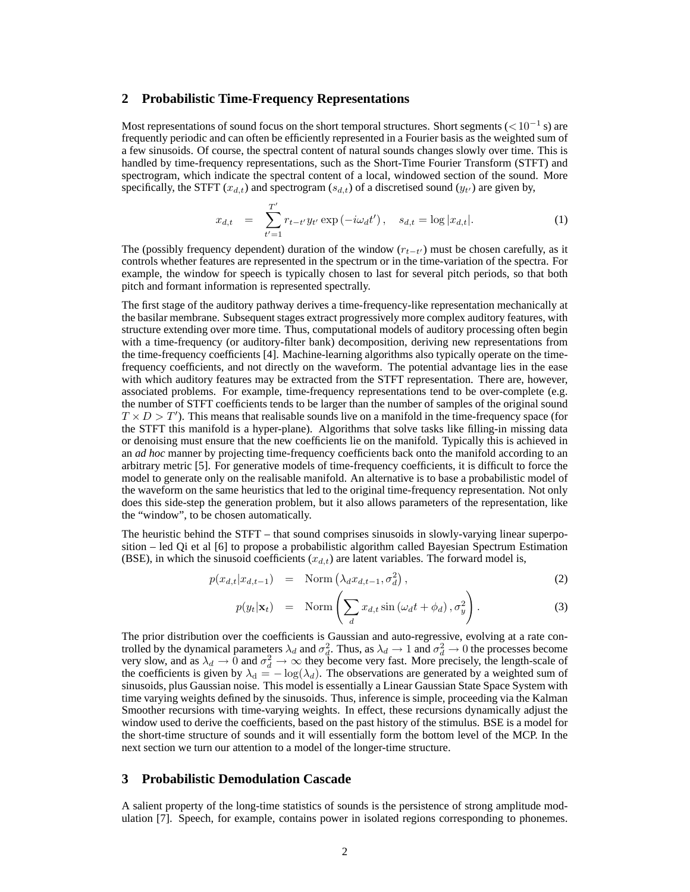## 2 Probabilistic Time-Frequency Representations

Most representations of sound focus on the short temporal structures. Short segments ($< 10^{-1}$ s) are frequently periodic and can often be efficiently represented in a Fourier basis as the weighted sum of a few sinusoids. Of course, the spectral content of natural sounds changes slowly over time. This is handled by time-frequency representations, such as the Short-Time Fourier Transform (STFT) and spectrogram, which indicate the spectral content of a local, windowed section of the sound. More specifically, the STFT ($x_{d,t}$) and spectrogram ($s_{d,t}$) of a discretised sound ($y_{t'}$) are given by,

$$x_{d,t} = \sum_{t'=1}^{T'} r_{t-t'} y_{t'} \exp\left(-i\omega_d t'\right), \quad s_{d,t} = \log |x_{d,t}|. \tag{1}$$

The (possibly frequency dependent) duration of the window ($r_{t-t'}$) must be chosen carefully, as it controls whether features are represented in the spectrum or in the time-variation of the spectra. For example, the window for speech is typically chosen to last for several pitch periods, so that both pitch and formant information is represented spectrally.

The first stage of the auditory pathway derives a time-frequency-like representation mechanically at the basilar membrane. Subsequent stages extract progressively more complex auditory features, with structure extending over more time. Thus, computational models of auditory processing often begin with a time-frequency (or auditory-filter bank) decomposition, deriving new representations from the time-frequency coefficients [4]. Machine-learning algorithms also typically operate on the time-frequency coefficients, and not directly on the waveform. The potential advantage lies in the ease with which auditory features may be extracted from the STFT representation. There are, however, associated problems. For example, time-frequency representations tend to be over-complete (e.g. the number of STFT coefficients tends to be larger than the number of samples of the original sound $T \times D > T'$). This means that realisable sounds live on a manifold in the time-frequency space (for the STFT this manifold is a hyper-plane). Algorithms that solve tasks like filling-in missing data or denoising must ensure that the new coefficients lie on the manifold. Typically this is achieved in an *ad hoc* manner by projecting time-frequency coefficients back onto the manifold according to an arbitrary metric [5]. For generative models of time-frequency coefficients, it is difficult to force the model to generate only on the realisable manifold. An alternative is to base a probabilistic model of the waveform on the same heuristics that led to the original time-frequency representation. Not only does this side-step the generation problem, but it also allows parameters of the representation, like the "window", to be chosen automatically.

The heuristic behind the STFT – that sound comprises sinusoids in slowly-varying linear superposition – led Qi et al [6] to propose a probabilistic algorithm called Bayesian Spectrum Estimation (BSE), in which the sinusoid coefficients ($x_{d,t}$) are latent variables. The forward model is,

$$p(x_{d,t}|x_{d,t-1}) = \text{Norm}\left(\lambda_d x_{d,t-1}, \sigma_d^2\right), \tag{2}$$

$$p(y_t|\mathbf{x}_t) = \text{Norm}\left(\sum_d x_{d,t} \sin\left(\omega_d t + \phi_d\right), \sigma_y^2\right). \tag{3}$$

The prior distribution over the coefficients is Gaussian and auto-regressive, evolving at a rate controlled by the dynamical parameters $\lambda_d$ and $\sigma_d^2$. Thus, as $\lambda_d \to 1$ and $\sigma_d^2 \to 0$ the processes become very slow, and as $\lambda_d \to 0$ and $\sigma_d^2 \to \infty$ they become very fast. More precisely, the length-scale of the coefficients is given by $\lambda_d = -\log(\lambda_d)$. The observations are generated by a weighted sum of sinusoids, plus Gaussian noise. This model is essentially a Linear Gaussian State Space System with time varying weights defined by the sinusoids. Thus, inference is simple, proceeding via the Kalman Smoother recursions with time-varying weights. In effect, these recursions dynamically adjust the window used to derive the coefficients, based on the past history of the stimulus. BSE is a model for the short-time structure of sounds and it will essentially form the bottom level of the MCP. In the next section we turn our attention to a model of the longer-time structure.

## 3 Probabilistic Demodulation Cascade

A salient property of the long-time statistics of sounds is the persistence of strong amplitude modulation [7]. Speech, for example, contains power in isolated regions corresponding to phonemes.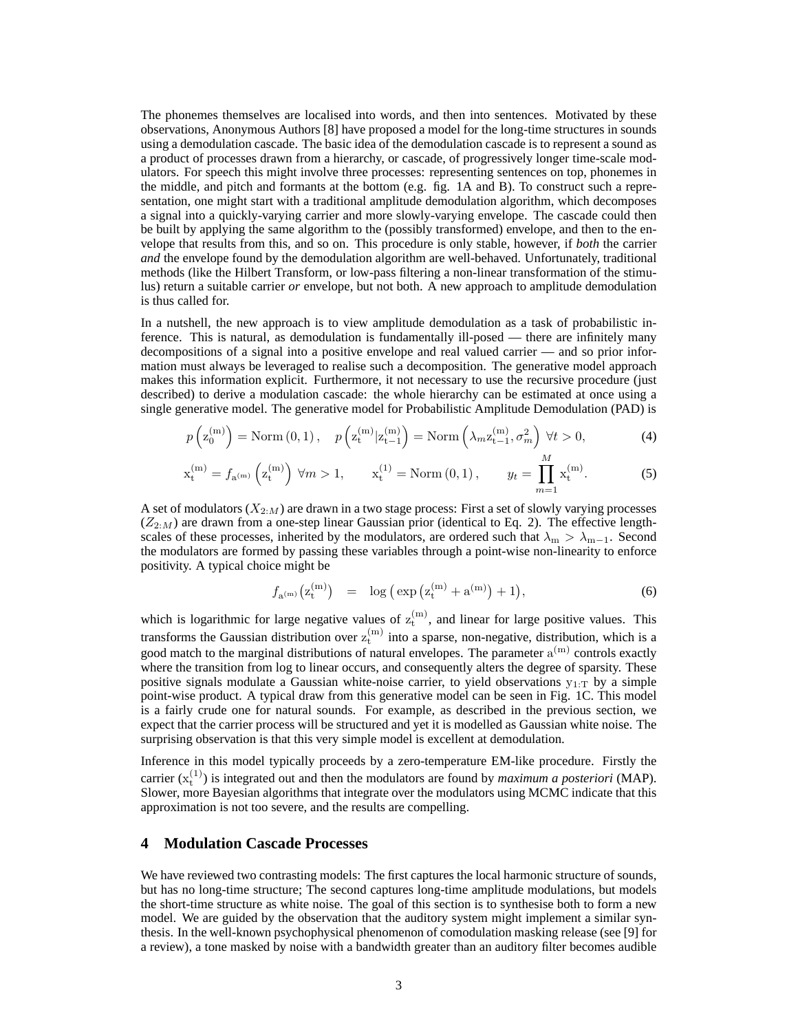The phonemes themselves are localised into words, and then into sentences. Motivated by these observations, Anonymous Authors [8] have proposed a model for the long-time structures in sounds using a demodulation cascade. The basic idea of the demodulation cascade is to represent a sound as a product of processes drawn from a hierarchy, or cascade, of progressively longer time-scale modulators. For speech this might involve three processes: representing sentences on top, phonemes in the middle, and pitch and formants at the bottom (e.g. fig. 1A and B). To construct such a representation, one might start with a traditional amplitude demodulation algorithm, which decomposes a signal into a quickly-varying carrier and more slowly-varying envelope. The cascade could then be built by applying the same algorithm to the (possibly transformed) envelope, and then to the envelope that results from this, and so on. This procedure is only stable, however, if *both* the carrier *and* the envelope found by the demodulation algorithm are well-behaved. Unfortunately, traditional methods (like the Hilbert Transform, or low-pass filtering a non-linear transformation of the stimulus) return a suitable carrier *or* envelope, but not both. A new approach to amplitude demodulation is thus called for.

In a nutshell, the new approach is to view amplitude demodulation as a task of probabilistic inference. This is natural, as demodulation is fundamentally ill-posed — there are infinitely many decompositions of a signal into a positive envelope and real valued carrier — and so prior information must always be leveraged to realise such a decomposition. The generative model approach makes this information explicit. Furthermore, it not necessary to use the recursive procedure (just described) to derive a modulation cascade: the whole hierarchy can be estimated at once using a single generative model. The generative model for Probabilistic Amplitude Demodulation (PAD) is

$$p\left(\mathrm{z}_0^{(\mathrm{m})}\right) = \mathrm{Norm}\left(0, 1\right), \quad p\left(\mathrm{z}_\mathrm{t}^{(\mathrm{m})}|\mathrm{z}_{\mathrm{t}-1}^{(\mathrm{m})}\right) = \mathrm{Norm}\left(\lambda_m \mathrm{z}_{\mathrm{t}-1}^{(\mathrm{m})}, \sigma_m^2\right) \; \forall t > 0, \tag{4}$$

$$\mathrm{x}_\mathrm{t}^{(\mathrm{m})} = f_{\mathrm{a}^{(\mathrm{m})}}\left(\mathrm{z}_\mathrm{t}^{(\mathrm{m})}\right) \; \forall m > 1, \qquad \mathrm{x}_\mathrm{t}^{(1)} = \mathrm{Norm}\left(0, 1\right), \qquad y_t = \prod_{m=1}^{M} \mathrm{x}_\mathrm{t}^{(\mathrm{m})}. \tag{5}$$

A set of modulators ($X_{2:M}$) are drawn in a two stage process: First a set of slowly varying processes ($Z_{2:M}$) are drawn from a one-step linear Gaussian prior (identical to Eq. 2). The effective length-scales of these processes, inherited by the modulators, are ordered such that $\lambda_\mathrm{m} > \lambda_{\mathrm{m}-1}$. Second the modulators are formed by passing these variables through a point-wise non-linearity to enforce positivity. A typical choice might be

$$f_{\mathrm{a}^{(\mathrm{m})}}\left(\mathrm{z}_\mathrm{t}^{(\mathrm{m})}\right) \quad = \quad \log\left(\exp\left(\mathrm{z}_\mathrm{t}^{(\mathrm{m})} + \mathrm{a}^{(\mathrm{m})}\right) + 1\right), \tag{6}$$

which is logarithmic for large negative values of $\mathrm{z}_\mathrm{t}^{(\mathrm{m})}$, and linear for large positive values. This transforms the Gaussian distribution over $\mathrm{z}_\mathrm{t}^{(\mathrm{m})}$ into a sparse, non-negative, distribution, which is a good match to the marginal distributions of natural envelopes. The parameter $\mathrm{a}^{(\mathrm{m})}$ controls exactly where the transition from log to linear occurs, and consequently alters the degree of sparsity. These positive signals modulate a Gaussian white-noise carrier, to yield observations $\mathrm{y}_{1:\mathrm{T}}$ by a simple point-wise product. A typical draw from this generative model can be seen in Fig. 1C. This model is a fairly crude one for natural sounds. For example, as described in the previous section, we expect that the carrier process will be structured and yet it is modelled as Gaussian white noise. The surprising observation is that this very simple model is excellent at demodulation.

Inference in this model typically proceeds by a zero-temperature EM-like procedure. Firstly the carrier ($\mathrm{x}_\mathrm{t}^{(1)}$) is integrated out and then the modulators are found by *maximum a posteriori* (MAP). Slower, more Bayesian algorithms that integrate over the modulators using MCMC indicate that this approximation is not too severe, and the results are compelling.

## 4 Modulation Cascade Processes

We have reviewed two contrasting models: The first captures the local harmonic structure of sounds, but has no long-time structure; The second captures long-time amplitude modulations, but models the short-time structure as white noise. The goal of this section is to synthesise both to form a new model. We are guided by the observation that the auditory system might implement a similar synthesis. In the well-known psychophysical phenomenon of comodulation masking release (see [9] for a review), a tone masked by noise with a bandwidth greater than an auditory filter becomes audible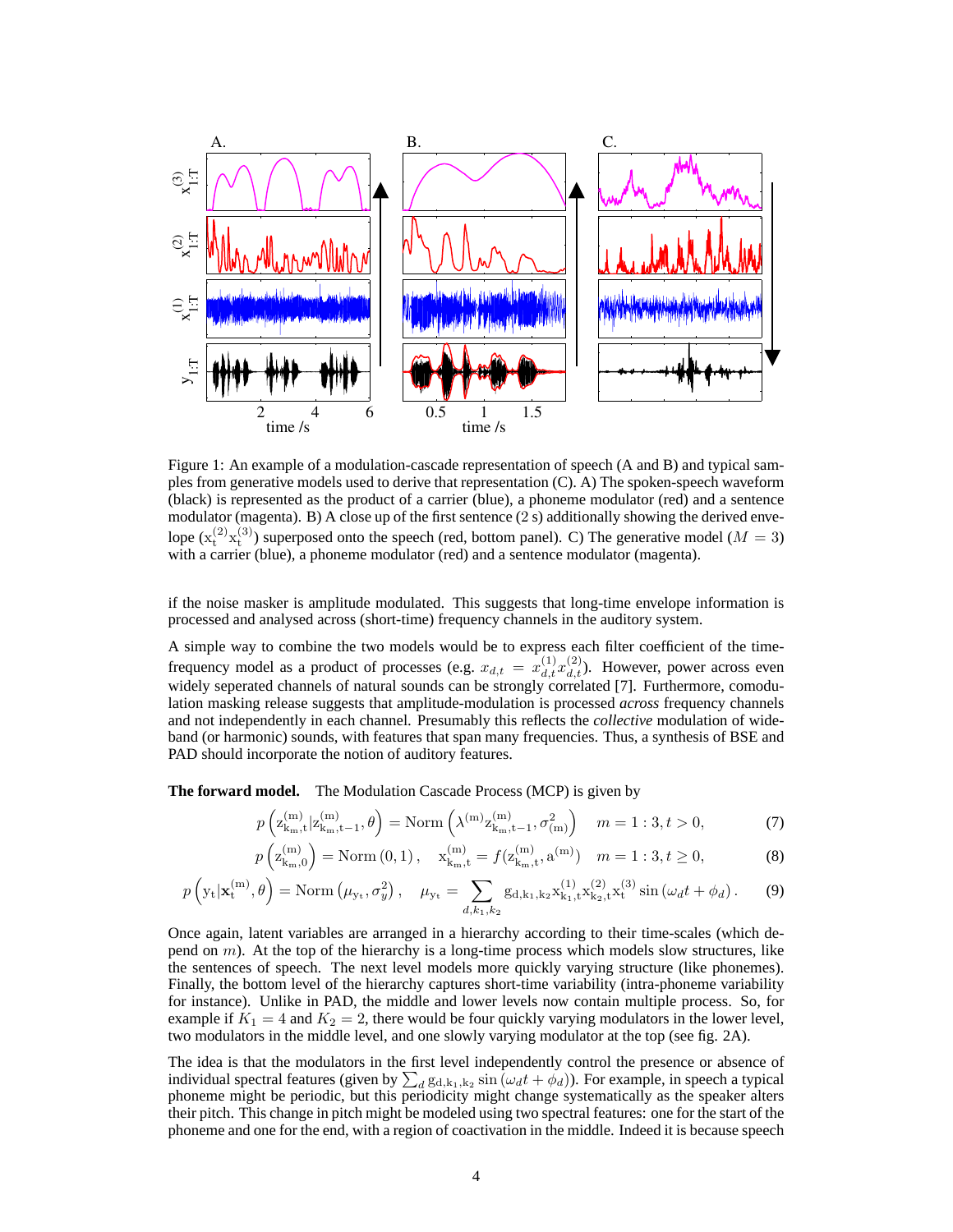Figure 1: An example of a modulation-cascade representation of speech (A and B) and typical samples from generative models used to derive that representation (C). A) The spoken-speech waveform (black) is represented as the product of a carrier (blue), a phoneme modulator (red) and a sentence modulator (magenta). B) A close up of the first sentence (2 s) additionally showing the derived envelope ($x_t^{(2)} x_t^{(3)}$) superposed onto the speech (red, bottom panel). C) The generative model ($M = 3$) with a carrier (blue), a phoneme modulator (red) and a sentence modulator (magenta).

if the noise masker is amplitude modulated. This suggests that long-time envelope information is processed and analysed across (short-time) frequency channels in the auditory system.

A simple way to combine the two models would be to express each filter coefficient of the time-frequency model as a product of processes (e.g. $x_{d,t} = x_{d,t}^{(1)} x_{d,t}^{(2)}$). However, power across even widely seperated channels of natural sounds can be strongly correlated [7]. Furthermore, comodulation masking release suggests that amplitude-modulation is processed *across* frequency channels and not independently in each channel. Presumably this reflects the *collective* modulation of wide-band (or harmonic) sounds, with features that span many frequencies. Thus, a synthesis of BSE and PAD should incorporate the notion of auditory features.

**The forward model.** The Modulation Cascade Process (MCP) is given by

$$p\left(z_{k_m,t}^{(m)} | z_{k_m,t-1}^{(m)}, \theta\right) = \text{Norm}\left(\lambda^{(m)} z_{k_m,t-1}^{(m)}, \sigma_{(m)}^2\right) \quad m = 1:3, t > 0, \tag{7}$$

$$p\left(z_{k_m,0}^{(m)}\right) = \text{Norm}\left(0, 1\right), \quad x_{k_m,t}^{(m)} = f(z_{k_m,t}^{(m)}, a^{(m)}) \quad m = 1:3, t \geq 0, \tag{8}$$

$$p\left(y_t | \mathbf{x}_t^{(m)}, \theta\right) = \text{Norm}\left(\mu_{y_t}, \sigma_y^2\right), \quad \mu_{y_t} = \sum_{d,k_1,k_2} g_{d,k_1,k_2} x_{k_1,t}^{(1)} x_{k_2,t}^{(2)} x_t^{(3)} \sin\left(\omega_d t + \phi_d\right). \tag{9}$$

Once again, latent variables are arranged in a hierarchy according to their time-scales (which depend on $m$). At the top of the hierarchy is a long-time process which models slow structures, like the sentences of speech. The next level models more quickly varying structure (like phonemes). Finally, the bottom level of the hierarchy captures short-time variability (intra-phoneme variability for instance). Unlike in PAD, the middle and lower levels now contain multiple process. So, for example if $K_1 = 4$ and $K_2 = 2$, there would be four quickly varying modulators in the lower level, two modulators in the middle level, and one slowly varying modulator at the top (see fig. 2A).

The idea is that the modulators in the first level independently control the presence or absence of individual spectral features (given by $\sum_d g_{d,k_1,k_2} \sin(\omega_d t + \phi_d)$). For example, in speech a typical phoneme might be periodic, but this periodicity might change systematically as the speaker alters their pitch. This change in pitch might be modeled using two spectral features: one for the start of the phoneme and one for the end, with a region of coactivation in the middle. Indeed it is because speech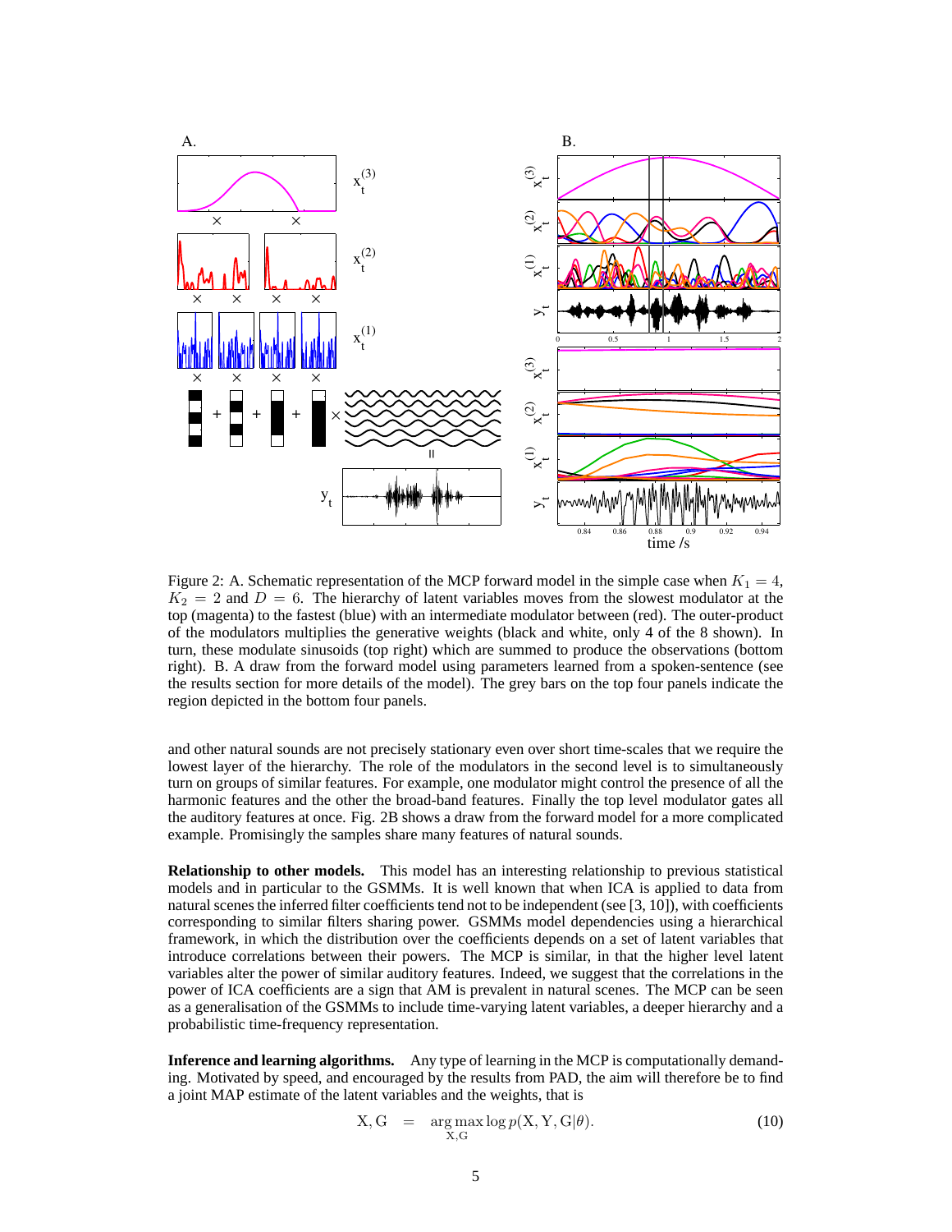Figure 2: A. Schematic representation of the MCP forward model in the simple case when $K_1 = 4$, $K_2 = 2$ and $D = 6$. The hierarchy of latent variables moves from the slowest modulator at the top (magenta) to the fastest (blue) with an intermediate modulator between (red). The outer-product of the modulators multiplies the generative weights (black and white, only 4 of the 8 shown). In turn, these modulate sinusoids (top right) which are summed to produce the observations (bottom right). B. A draw from the forward model using parameters learned from a spoken-sentence (see the results section for more details of the model). The grey bars on the top four panels indicate the region depicted in the bottom four panels.

and other natural sounds are not precisely stationary even over short time-scales that we require the lowest layer of the hierarchy. The role of the modulators in the second level is to simultaneously turn on groups of similar features. For example, one modulator might control the presence of all the harmonic features and the other the broad-band features. Finally the top level modulator gates all the auditory features at once. Fig. 2B shows a draw from the forward model for a more complicated example. Promisingly the samples share many features of natural sounds.

**Relationship to other models.** This model has an interesting relationship to previous statistical models and in particular to the GSMMs. It is well known that when ICA is applied to data from natural scenes the inferred filter coefficients tend not to be independent (see [3, 10]), with coefficients corresponding to similar filters sharing power. GSMMs model dependencies using a hierarchical framework, in which the distribution over the coefficients depends on a set of latent variables that introduce correlations between their powers. The MCP is similar, in that the higher level latent variables alter the power of similar auditory features. Indeed, we suggest that the correlations in the power of ICA coefficients are a sign that AM is prevalent in natural scenes. The MCP can be seen as a generalisation of the GSMMs to include time-varying latent variables, a deeper hierarchy and a probabilistic time-frequency representation.

**Inference and learning algorithms.** Any type of learning in the MCP is computationally demanding. Motivated by speed, and encouraged by the results from PAD, the aim will therefore be to find a joint MAP estimate of the latent variables and the weights, that is

$$\mathrm{X}, \mathrm{G} \quad = \quad \underset{\mathrm{X},\mathrm{G}}{\arg\max} \log p(\mathrm{X}, \mathrm{Y}, \mathrm{G}|\theta). \tag{10}$$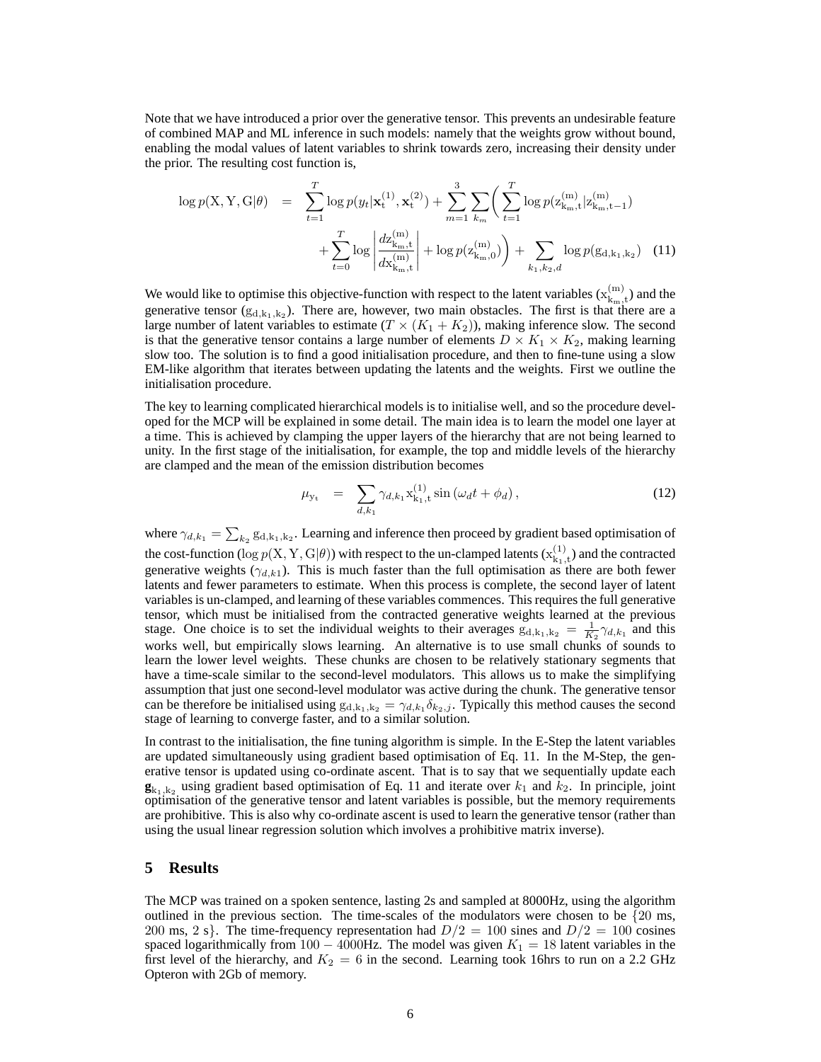Note that we have introduced a prior over the generative tensor. This prevents an undesirable feature of combined MAP and ML inference in such models: namely that the weights grow without bound, enabling the modal values of latent variables to shrink towards zero, increasing their density under the prior. The resulting cost function is,

$$
\begin{aligned}
\log p(\mathrm{X}, \mathrm{Y}, \mathrm{G}|\theta) \quad = \quad & \sum_{t=1}^{T} \log p(y_t|\mathbf{x}_{\mathrm{t}}^{(1)}, \mathbf{x}_{\mathrm{t}}^{(2)}) + \sum_{m=1}^{3} \sum_{k_m} \Bigg( \sum_{t=1}^{T} \log p(\mathrm{z}_{\mathrm{k_m,t}}^{(\mathrm{m})}|\mathrm{z}_{\mathrm{k_m,t-1}}^{(\mathrm{m})}) \\
& + \sum_{t=0}^{T} \log \left| \frac{d\mathrm{z}_{\mathrm{k_m,t}}^{(\mathrm{m})}}{d\mathrm{x}_{\mathrm{k_m,t}}^{(\mathrm{m})}} \right| + \log p(\mathrm{z}_{\mathrm{k_m,0}}^{(\mathrm{m})}) \Bigg) + \sum_{k_1,k_2,d} \log p(\mathrm{g}_{\mathrm{d,k_1,k_2}}) \quad (11)
\end{aligned}
$$

We would like to optimise this objective-function with respect to the latent variables ($\mathrm{x}_{\mathrm{k_m,t}}^{(\mathrm{m})}$) and the generative tensor ($\mathrm{g}_{\mathrm{d,k_1,k_2}}$). There are, however, two main obstacles. The first is that there are a large number of latent variables to estimate ($T \times (K_1 + K_2)$), making inference slow. The second is that the generative tensor contains a large number of elements $D \times K_1 \times K_2$, making learning slow too. The solution is to find a good initialisation procedure, and then to fine-tune using a slow EM-like algorithm that iterates between updating the latents and the weights. First we outline the initialisation procedure.

The key to learning complicated hierarchical models is to initialise well, and so the procedure developed for the MCP will be explained in some detail. The main idea is to learn the model one layer at a time. This is achieved by clamping the upper layers of the hierarchy that are not being learned to unity. In the first stage of the initialisation, for example, the top and middle levels of the hierarchy are clamped and the mean of the emission distribution becomes

$$
\mu_{\mathrm{y_t}} \quad = \quad \sum_{d,k_1} \gamma_{d,k_1} \mathrm{x}_{\mathrm{k_1,t}}^{(1)} \sin\left(\omega_d t + \phi_d\right), \qquad (12)
$$

where $\gamma_{d,k_1} = \sum_{k_2} \mathrm{g}_{\mathrm{d,k_1,k_2}}$. Learning and inference then proceed by gradient based optimisation of the cost-function ($\log p(\mathrm{X}, \mathrm{Y}, \mathrm{G}|\theta)$) with respect to the un-clamped latents ($\mathrm{x}_{\mathrm{k_1,t}}^{(1)}$) and the contracted generative weights ($\gamma_{d,k_1}$). This is much faster than the full optimisation as there are both fewer latents and fewer parameters to estimate. When this process is complete, the second layer of latent variables is un-clamped, and learning of these variables commences. This requires the full generative tensor, which must be initialised from the contracted generative weights learned at the previous stage. One choice is to set the individual weights to their averages $\mathrm{g}_{\mathrm{d,k_1,k_2}} = \frac{1}{K_2}\gamma_{d,k_1}$ and this works well, but empirically slows learning. An alternative is to use small chunks of sounds to learn the lower level weights. These chunks are chosen to be relatively stationary segments that have a time-scale similar to the second-level modulators. This allows us to make the simplifying assumption that just one second-level modulator was active during the chunk. The generative tensor can be therefore be initialised using $\mathrm{g}_{\mathrm{d,k_1,k_2}} = \gamma_{d,k_1}\delta_{k_2,j}$. Typically this method causes the second stage of learning to converge faster, and to a similar solution.

In contrast to the initialisation, the fine tuning algorithm is simple. In the E-Step the latent variables are updated simultaneously using gradient based optimisation of Eq. 11. In the M-Step, the generative tensor is updated using co-ordinate ascent. That is to say that we sequentially update each $\mathbf{g}_{\mathrm{k_1,k_2}}$ using gradient based optimisation of Eq. 11 and iterate over $k_1$ and $k_2$. In principle, joint optimisation of the generative tensor and latent variables is possible, but the memory requirements are prohibitive. This is also why co-ordinate ascent is used to learn the generative tensor (rather than using the usual linear regression solution which involves a prohibitive matrix inverse).

## 5 Results

The MCP was trained on a spoken sentence, lasting 2s and sampled at 8000Hz, using the algorithm outlined in the previous section. The time-scales of the modulators were chosen to be $\{20$ ms, $200$ ms, $2$ s$\}$. The time-frequency representation had $D/2 = 100$ sines and $D/2 = 100$ cosines spaced logarithmically from $100 - 4000$Hz. The model was given $K_1 = 18$ latent variables in the first level of the hierarchy, and $K_2 = 6$ in the second. Learning took 16hrs to run on a 2.2 GHz Opteron with 2Gb of memory.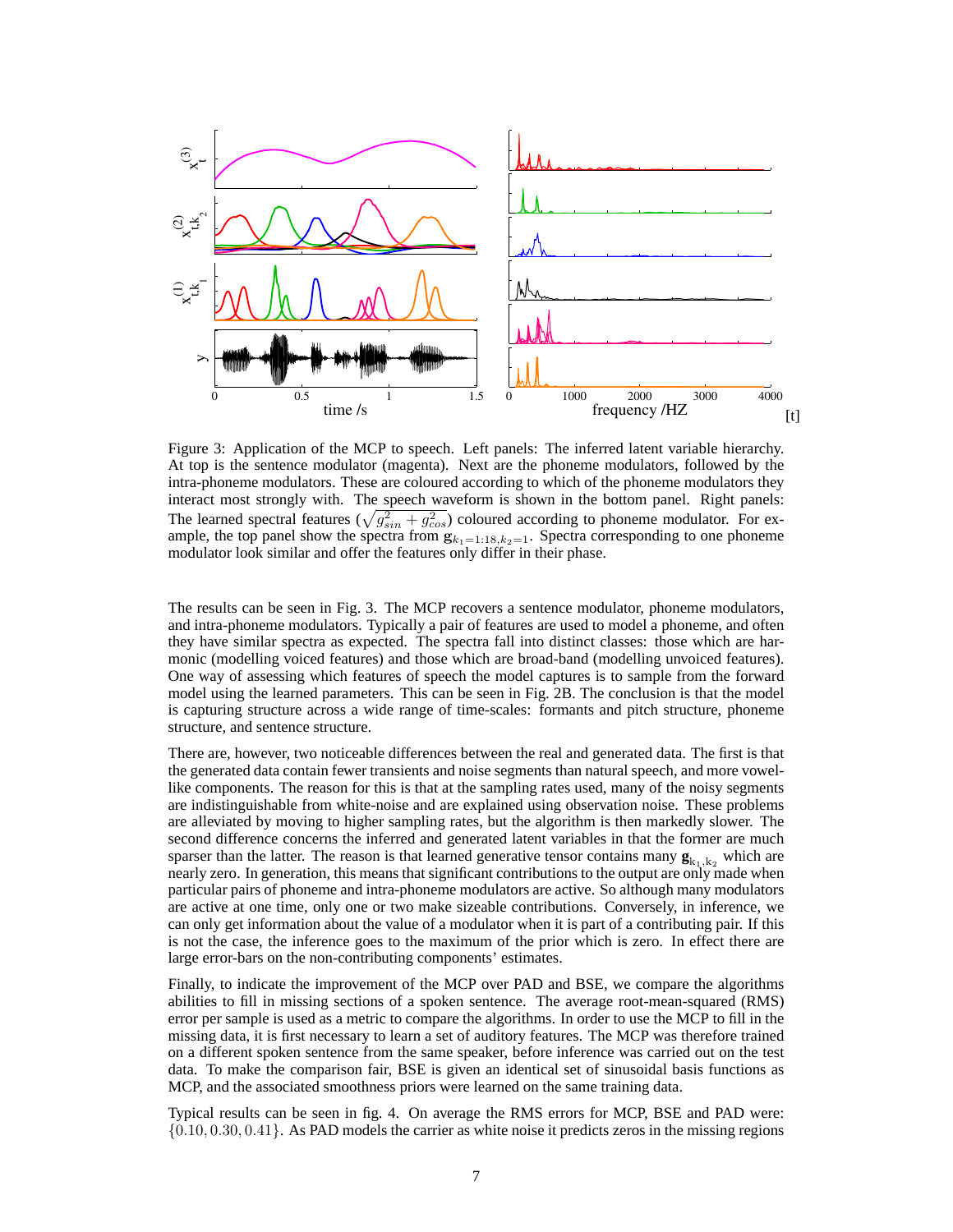Figure 3: Application of the MCP to speech. Left panels: The inferred latent variable hierarchy. At top is the sentence modulator (magenta). Next are the phoneme modulators, followed by the intra-phoneme modulators. These are coloured according to which of the phoneme modulators they interact most strongly with. The speech waveform is shown in the bottom panel. Right panels: The learned spectral features ($\sqrt{g_{sin}^2 + g_{cos}^2}$) coloured according to phoneme modulator. For example, the top panel show the spectra from $\mathbf{g}_{k_1=1:18,k_2=1}$. Spectra corresponding to one phoneme modulator look similar and offer the features only differ in their phase.

The results can be seen in Fig. 3. The MCP recovers a sentence modulator, phoneme modulators, and intra-phoneme modulators. Typically a pair of features are used to model a phoneme, and often they have similar spectra as expected. The spectra fall into distinct classes: those which are harmonic (modelling voiced features) and those which are broad-band (modelling unvoiced features). One way of assessing which features of speech the model captures is to sample from the forward model using the learned parameters. This can be seen in Fig. 2B. The conclusion is that the model is capturing structure across a wide range of time-scales: formants and pitch structure, phoneme structure, and sentence structure.

There are, however, two noticeable differences between the real and generated data. The first is that the generated data contain fewer transients and noise segments than natural speech, and more vowel-like components. The reason for this is that at the sampling rates used, many of the noisy segments are indistinguishable from white-noise and are explained using observation noise. These problems are alleviated by moving to higher sampling rates, but the algorithm is then markedly slower. The second difference concerns the inferred and generated latent variables in that the former are much sparser than the latter. The reason is that learned generative tensor contains many $\mathbf{g}_{k_1,k_2}$ which are nearly zero. In generation, this means that significant contributions to the output are only made when particular pairs of phoneme and intra-phoneme modulators are active. So although many modulators are active at one time, only one or two make sizeable contributions. Conversely, in inference, we can only get information about the value of a modulator when it is part of a contributing pair. If this is not the case, the inference goes to the maximum of the prior which is zero. In effect there are large error-bars on the non-contributing components' estimates.

Finally, to indicate the improvement of the MCP over PAD and BSE, we compare the algorithms abilities to fill in missing sections of a spoken sentence. The average root-mean-squared (RMS) error per sample is used as a metric to compare the algorithms. In order to use the MCP to fill in the missing data, it is first necessary to learn a set of auditory features. The MCP was therefore trained on a different spoken sentence from the same speaker, before inference was carried out on the test data. To make the comparison fair, BSE is given an identical set of sinusoidal basis functions as MCP, and the associated smoothness priors were learned on the same training data.

Typical results can be seen in fig. 4. On average the RMS errors for MCP, BSE and PAD were: $\{0.10, 0.30, 0.41\}$. As PAD models the carrier as white noise it predicts zeros in the missing regions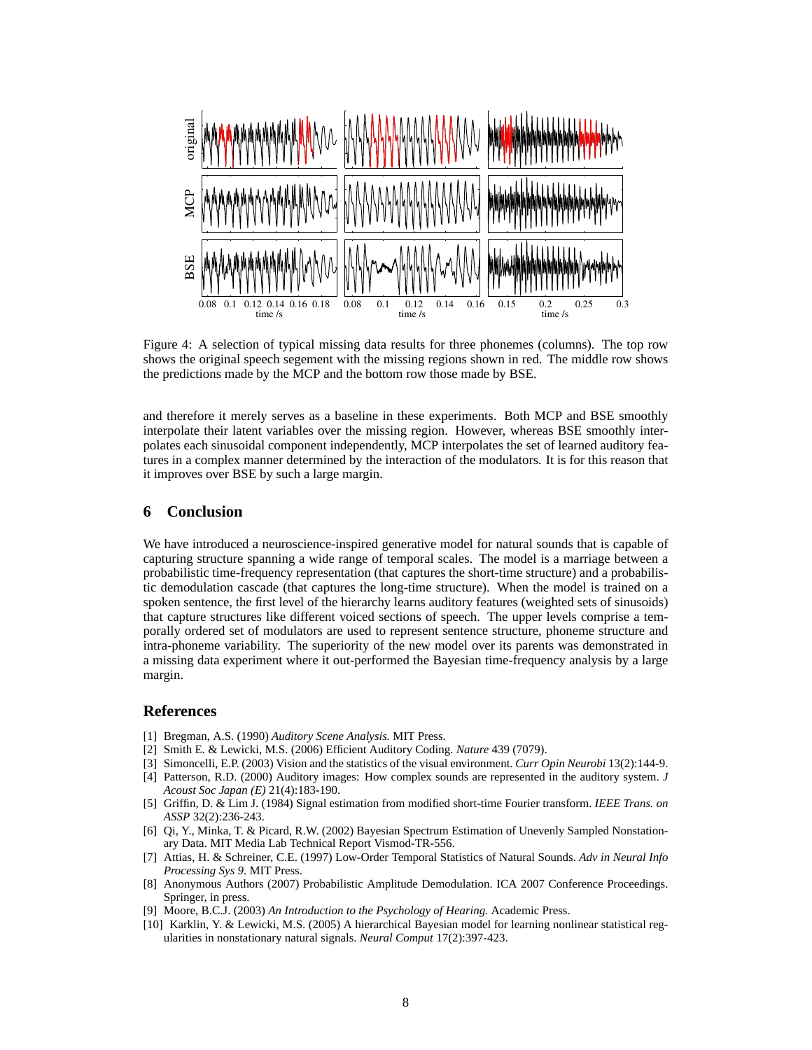original

MCP

BSE

0.08 0.1 0.12 0.14 0.16 0.18
time /s

0.08 0.1 0.12 0.14 0.16
time /s

0.15 0.2 0.25 0.3
time /s

Figure 4: A selection of typical missing data results for three phonemes (columns). The top row shows the original speech segement with the missing regions shown in red. The middle row shows the predictions made by the MCP and the bottom row those made by BSE.

and therefore it merely serves as a baseline in these experiments. Both MCP and BSE smoothly interpolate their latent variables over the missing region. However, whereas BSE smoothly interpolates each sinusoidal component independently, MCP interpolates the set of learned auditory features in a complex manner determined by the interaction of the modulators. It is for this reason that it improves over BSE by such a large margin.

## 6 Conclusion

We have introduced a neuroscience-inspired generative model for natural sounds that is capable of capturing structure spanning a wide range of temporal scales. The model is a marriage between a probabilistic time-frequency representation (that captures the short-time structure) and a probabilistic demodulation cascade (that captures the long-time structure). When the model is trained on a spoken sentence, the first level of the hierarchy learns auditory features (weighted sets of sinusoids) that capture structures like different voiced sections of speech. The upper levels comprise a temporally ordered set of modulators are used to represent sentence structure, phoneme structure and intra-phoneme variability. The superiority of the new model over its parents was demonstrated in a missing data experiment where it out-performed the Bayesian time-frequency analysis by a large margin.

## References

[1] Bregman, A.S. (1990) *Auditory Scene Analysis.* MIT Press.

[2] Smith E. & Lewicki, M.S. (2006) Efficient Auditory Coding. *Nature* 439 (7079).

[3] Simoncelli, E.P. (2003) Vision and the statistics of the visual environment. *Curr Opin Neurobi* 13(2):144-9.

[4] Patterson, R.D. (2000) Auditory images: How complex sounds are represented in the auditory system. *J Acoust Soc Japan (E)* 21(4):183-190.

[5] Griffin, D. & Lim J. (1984) Signal estimation from modified short-time Fourier transform. *IEEE Trans. on ASSP* 32(2):236-243.

[6] Qi, Y., Minka, T. & Picard, R.W. (2002) Bayesian Spectrum Estimation of Unevenly Sampled Nonstationary Data. MIT Media Lab Technical Report Vismod-TR-556.

[7] Attias, H. & Schreiner, C.E. (1997) Low-Order Temporal Statistics of Natural Sounds. *Adv in Neural Info Processing Sys 9*. MIT Press.

[8] Anonymous Authors (2007) Probabilistic Amplitude Demodulation. ICA 2007 Conference Proceedings. Springer, in press.

[9] Moore, B.C.J. (2003) *An Introduction to the Psychology of Hearing.* Academic Press.

[10] Karklin, Y. & Lewicki, M.S. (2005) A hierarchical Bayesian model for learning nonlinear statistical regularities in nonstationary natural signals. *Neural Comput* 17(2):397-423.